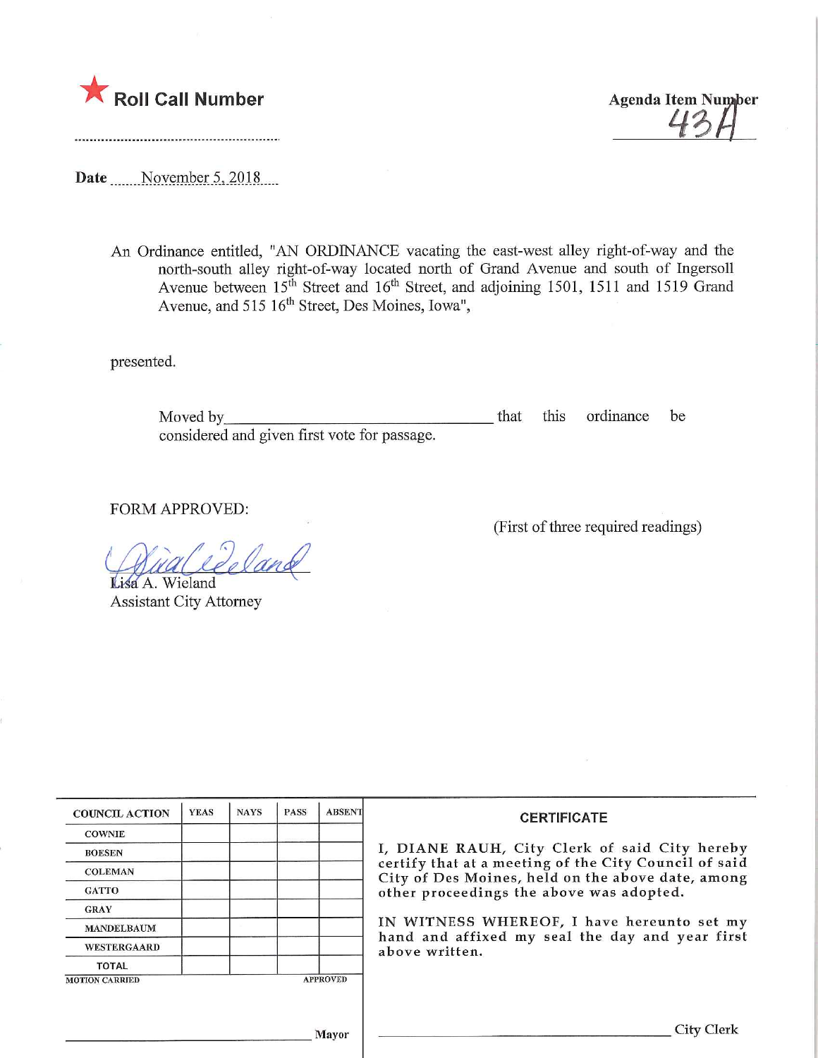★ **Roll Call Number**

**Agenda Item Number**
43H

**Date** November 5, 2018

An Ordinance entitled, "AN ORDINANCE vacating the east-west alley right-of-way and the north-south alley right-of-way located north of Grand Avenue and south of Ingersoll Avenue between 15th Street and 16th Street, and adjoining 1501, 1511 and 1519 Grand Avenue, and 515 16th Street, Des Moines, Iowa",

presented.

Moved by__________________________________ that this ordinance be considered and given first vote for passage.

FORM APPROVED:

(First of three required readings)

Lisa A. Wieland
Assistant City Attorney

| COUNCIL ACTION | YEAS | NAYS | PASS | ABSENT |
|---|---|---|---|---|
| COWNIE | | | | |
| BOESEN | | | | |
| COLEMAN | | | | |
| GATTO | | | | |
| GRAY | | | | |
| MANDELBAUM | | | | |
| WESTERGAARD | | | | |
| TOTAL | | | | |

MOTION CARRIED APPROVED

_________________________ Mayor

**CERTIFICATE**

I, DIANE RAUH, City Clerk of said City hereby certify that at a meeting of the City Council of said City of Des Moines, held on the above date, among other proceedings the above was adopted.

IN WITNESS WHEREOF, I have hereunto set my hand and affixed my seal the day and year first above written.

_________________________ City Clerk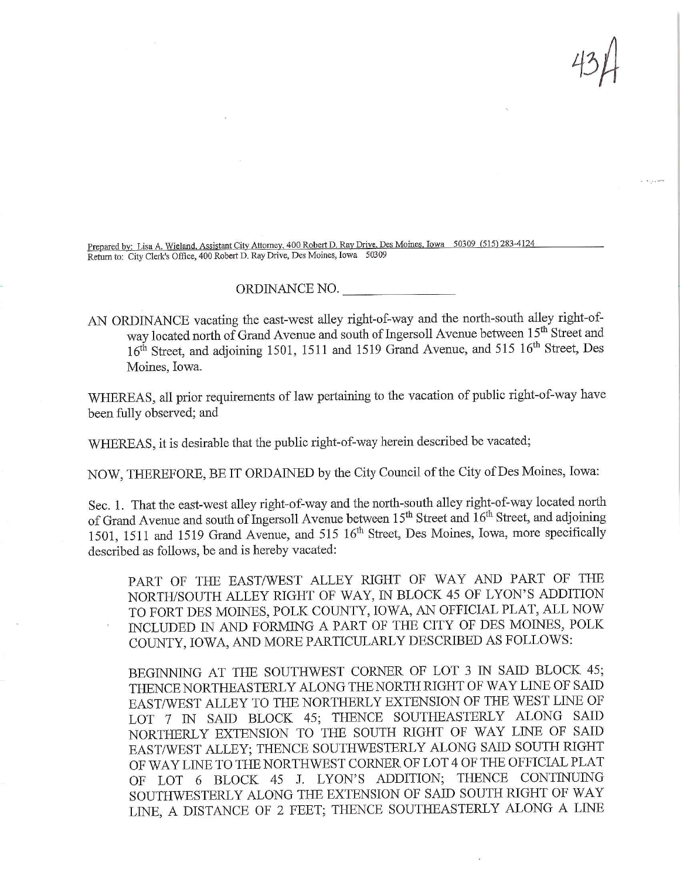43A

Prepared by: Lisa A. Wieland, Assistant City Attorney, 400 Robert D. Ray Drive, Des Moines, Iowa 50309 (515) 283-4124
Return to: City Clerk's Office, 400 Robert D. Ray Drive, Des Moines, Iowa 50309

ORDINANCE NO. \_\_\_\_\_\_\_\_\_\_\_\_\_\_\_

AN ORDINANCE vacating the east-west alley right-of-way and the north-south alley right-of-way located north of Grand Avenue and south of Ingersoll Avenue between 15th Street and 16th Street, and adjoining 1501, 1511 and 1519 Grand Avenue, and 515 16th Street, Des Moines, Iowa.

WHEREAS, all prior requirements of law pertaining to the vacation of public right-of-way have been fully observed; and

WHEREAS, it is desirable that the public right-of-way herein described be vacated;

NOW, THEREFORE, BE IT ORDAINED by the City Council of the City of Des Moines, Iowa:

Sec. 1. That the east-west alley right-of-way and the north-south alley right-of-way located north of Grand Avenue and south of Ingersoll Avenue between 15th Street and 16th Street, and adjoining 1501, 1511 and 1519 Grand Avenue, and 515 16th Street, Des Moines, Iowa, more specifically described as follows, be and is hereby vacated:

> PART OF THE EAST/WEST ALLEY RIGHT OF WAY AND PART OF THE NORTH/SOUTH ALLEY RIGHT OF WAY, IN BLOCK 45 OF LYON'S ADDITION TO FORT DES MOINES, POLK COUNTY, IOWA, AN OFFICIAL PLAT, ALL NOW INCLUDED IN AND FORMING A PART OF THE CITY OF DES MOINES, POLK COUNTY, IOWA, AND MORE PARTICULARLY DESCRIBED AS FOLLOWS:
>
> BEGINNING AT THE SOUTHWEST CORNER OF LOT 3 IN SAID BLOCK 45; THENCE NORTHEASTERLY ALONG THE NORTH RIGHT OF WAY LINE OF SAID EAST/WEST ALLEY TO THE NORTHERLY EXTENSION OF THE WEST LINE OF LOT 7 IN SAID BLOCK 45; THENCE SOUTHEASTERLY ALONG SAID NORTHERLY EXTENSION TO THE SOUTH RIGHT OF WAY LINE OF SAID EAST/WEST ALLEY; THENCE SOUTHWESTERLY ALONG SAID SOUTH RIGHT OF WAY LINE TO THE NORTHWEST CORNER OF LOT 4 OF THE OFFICIAL PLAT OF LOT 6 BLOCK 45 J. LYON'S ADDITION; THENCE CONTINUING SOUTHWESTERLY ALONG THE EXTENSION OF SAID SOUTH RIGHT OF WAY LINE, A DISTANCE OF 2 FEET; THENCE SOUTHEASTERLY ALONG A LINE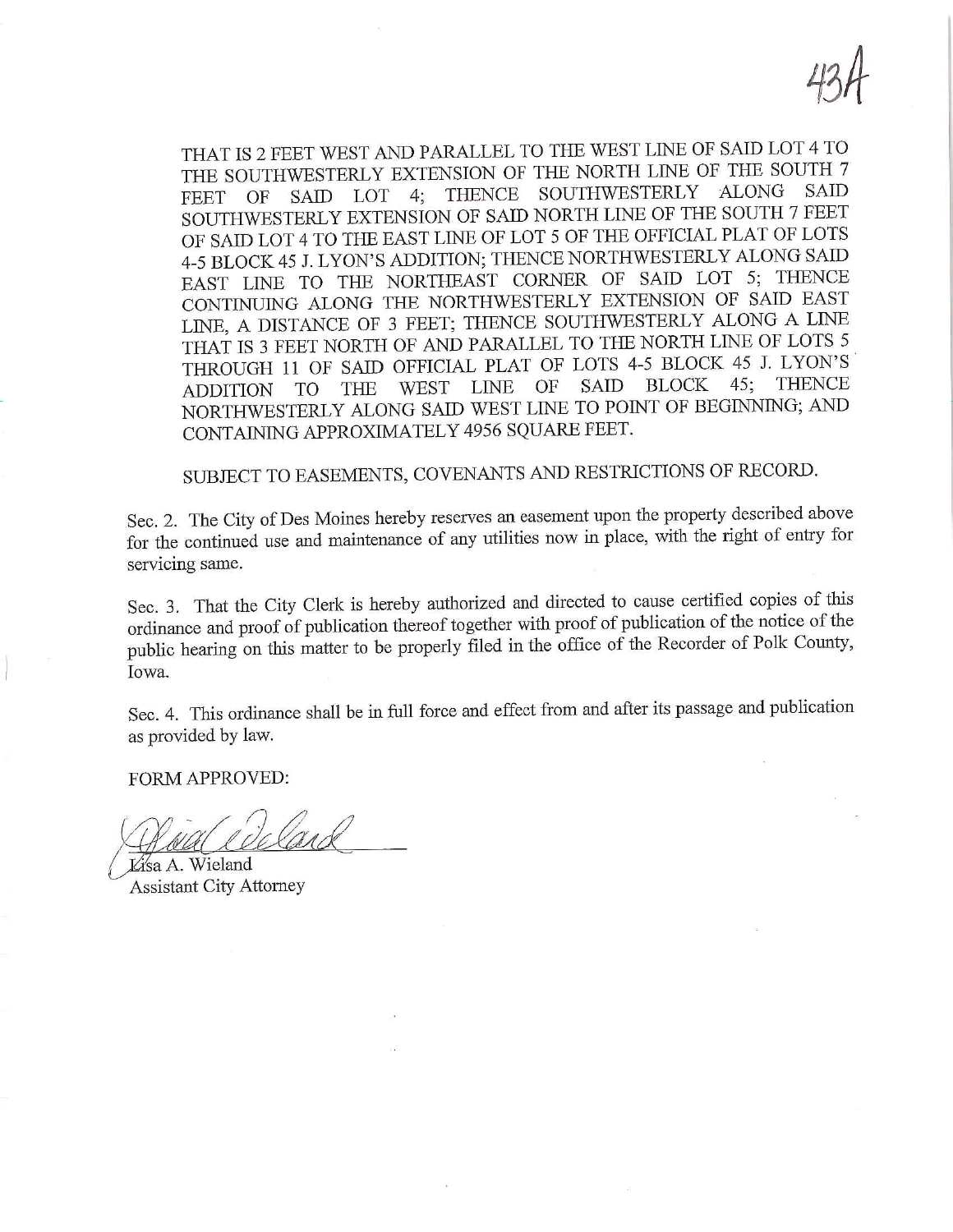THAT IS 2 FEET WEST AND PARALLEL TO THE WEST LINE OF SAID LOT 4 TO THE SOUTHWESTERLY EXTENSION OF THE NORTH LINE OF THE SOUTH 7 FEET OF SAID LOT 4; THENCE SOUTHWESTERLY ALONG SAID SOUTHWESTERLY EXTENSION OF SAID NORTH LINE OF THE SOUTH 7 FEET OF SAID LOT 4 TO THE EAST LINE OF LOT 5 OF THE OFFICIAL PLAT OF LOTS 4-5 BLOCK 45 J. LYON'S ADDITION; THENCE NORTHWESTERLY ALONG SAID EAST LINE TO THE NORTHEAST CORNER OF SAID LOT 5; THENCE CONTINUING ALONG THE NORTHWESTERLY EXTENSION OF SAID EAST LINE, A DISTANCE OF 3 FEET; THENCE SOUTHWESTERLY ALONG A LINE THAT IS 3 FEET NORTH OF AND PARALLEL TO THE NORTH LINE OF LOTS 5 THROUGH 11 OF SAID OFFICIAL PLAT OF LOTS 4-5 BLOCK 45 J. LYON'S ADDITION TO THE WEST LINE OF SAID BLOCK 45; THENCE NORTHWESTERLY ALONG SAID WEST LINE TO POINT OF BEGINNING; AND CONTAINING APPROXIMATELY 4956 SQUARE FEET.

SUBJECT TO EASEMENTS, COVENANTS AND RESTRICTIONS OF RECORD.

Sec. 2. The City of Des Moines hereby reserves an easement upon the property described above for the continued use and maintenance of any utilities now in place, with the right of entry for servicing same.

Sec. 3. That the City Clerk is hereby authorized and directed to cause certified copies of this ordinance and proof of publication thereof together with proof of publication of the notice of the public hearing on this matter to be properly filed in the office of the Recorder of Polk County, Iowa.

Sec. 4. This ordinance shall be in full force and effect from and after its passage and publication as provided by law.

FORM APPROVED:

Lisa A. Wieland
Assistant City Attorney